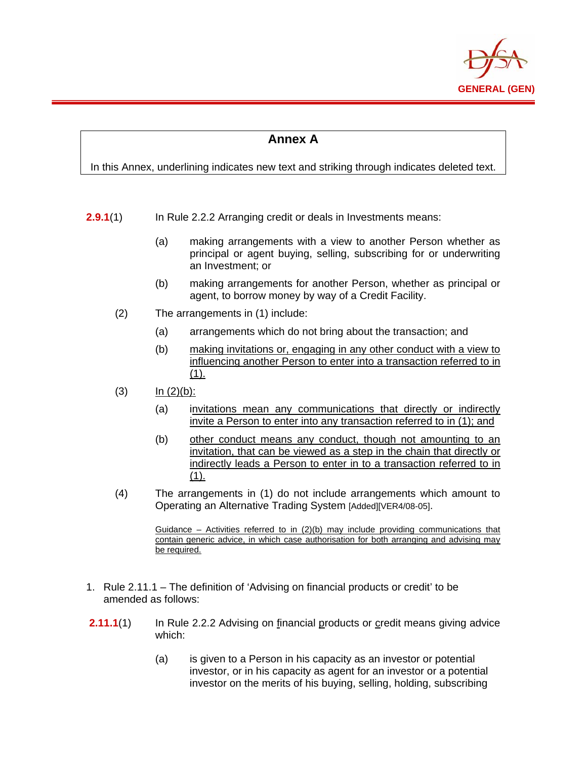## Annex A

In this Annex, underlining indicates new text and striking through indicates deleted text.

**2.9.1**(1) In Rule 2.2.2 Arranging credit or deals in Investments means:

(a) making arrangements with a view to another Person whether as principal or agent buying, selling, subscribing for or underwriting an Investment; or

(b) making arrangements for another Person, whether as principal or agent, to borrow money by way of a Credit Facility.

(2) The arrangements in (1) include:

(a) arrangements which do not bring about the transaction; and

(b) <u>making invitations or, engaging in any other conduct with a view to influencing another Person to enter into a transaction referred to in (1).</u>

(3) <u>In (2)(b):</u>

(a) <u>invitations mean any communications that directly or indirectly invite a Person to enter into any transaction referred to in (1); and</u>

(b) <u>other conduct means any conduct, though not amounting to an invitation, that can be viewed as a step in the chain that directly or indirectly leads a Person to enter in to a transaction referred to in (1).</u>

(4) The arrangements in (1) do not include arrangements which amount to Operating an Alternative Trading System [Added][VER4/08-05].

<u>Guidance – Activities referred to in (2)(b) may include providing communications that contain generic advice, in which case authorisation for both arranging and advising may be required.</u>

1. Rule 2.11.1 – The definition of 'Advising on financial products or credit' to be amended as follows:

**2.11.1**(1) In Rule 2.2.2 Advising on <u>f</u>inancial <u>p</u>roducts or <u>c</u>redit means giving advice which:

(a) is given to a Person in his capacity as an investor or potential investor, or in his capacity as agent for an investor or a potential investor on the merits of his buying, selling, holding, subscribing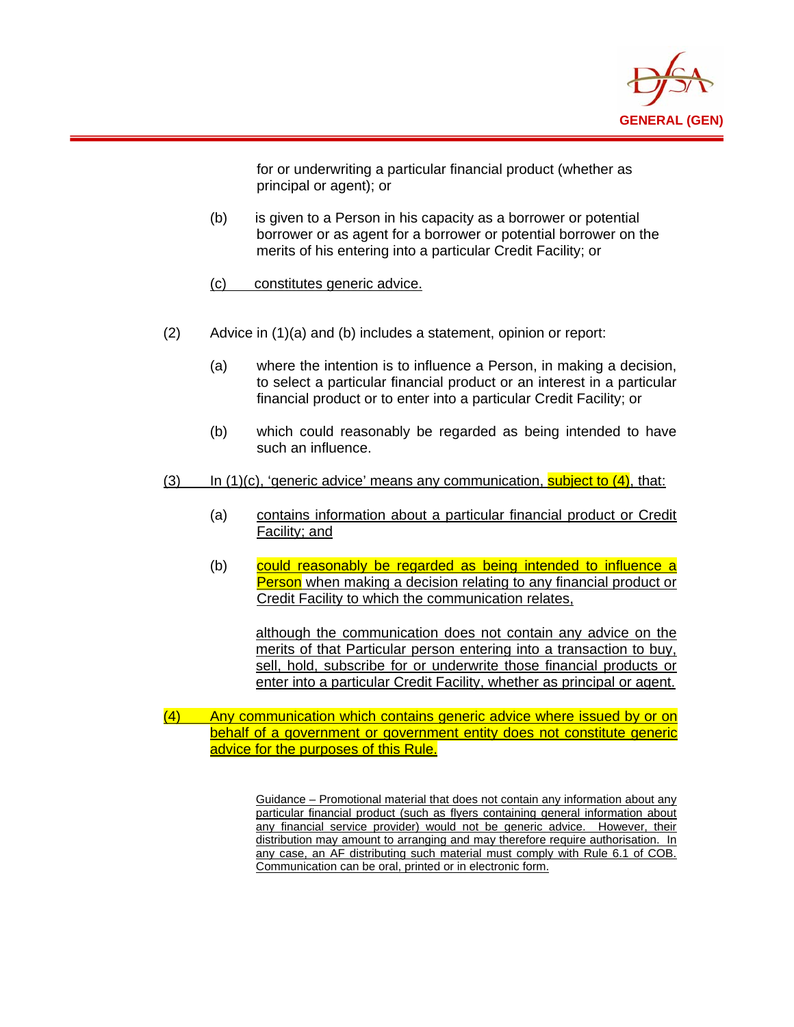for or underwriting a particular financial product (whether as principal or agent); or

(b) is given to a Person in his capacity as a borrower or potential borrower or as agent for a borrower or potential borrower on the merits of his entering into a particular Credit Facility; or

(c) constitutes generic advice.

(2) Advice in (1)(a) and (b) includes a statement, opinion or report:

(a) where the intention is to influence a Person, in making a decision, to select a particular financial product or an interest in a particular financial product or to enter into a particular Credit Facility; or

(b) which could reasonably be regarded as being intended to have such an influence.

(3) In (1)(c), 'generic advice' means any communication, subject to (4), that:

(a) contains information about a particular financial product or Credit Facility; and

(b) could reasonably be regarded as being intended to influence a Person when making a decision relating to any financial product or Credit Facility to which the communication relates,

although the communication does not contain any advice on the merits of that Particular person entering into a transaction to buy, sell, hold, subscribe for or underwrite those financial products or enter into a particular Credit Facility, whether as principal or agent.

(4) Any communication which contains generic advice where issued by or on behalf of a government or government entity does not constitute generic advice for the purposes of this Rule.

Guidance – Promotional material that does not contain any information about any particular financial product (such as flyers containing general information about any financial service provider) would not be generic advice. However, their distribution may amount to arranging and may therefore require authorisation. In any case, an AF distributing such material must comply with Rule 6.1 of COB. Communication can be oral, printed or in electronic form.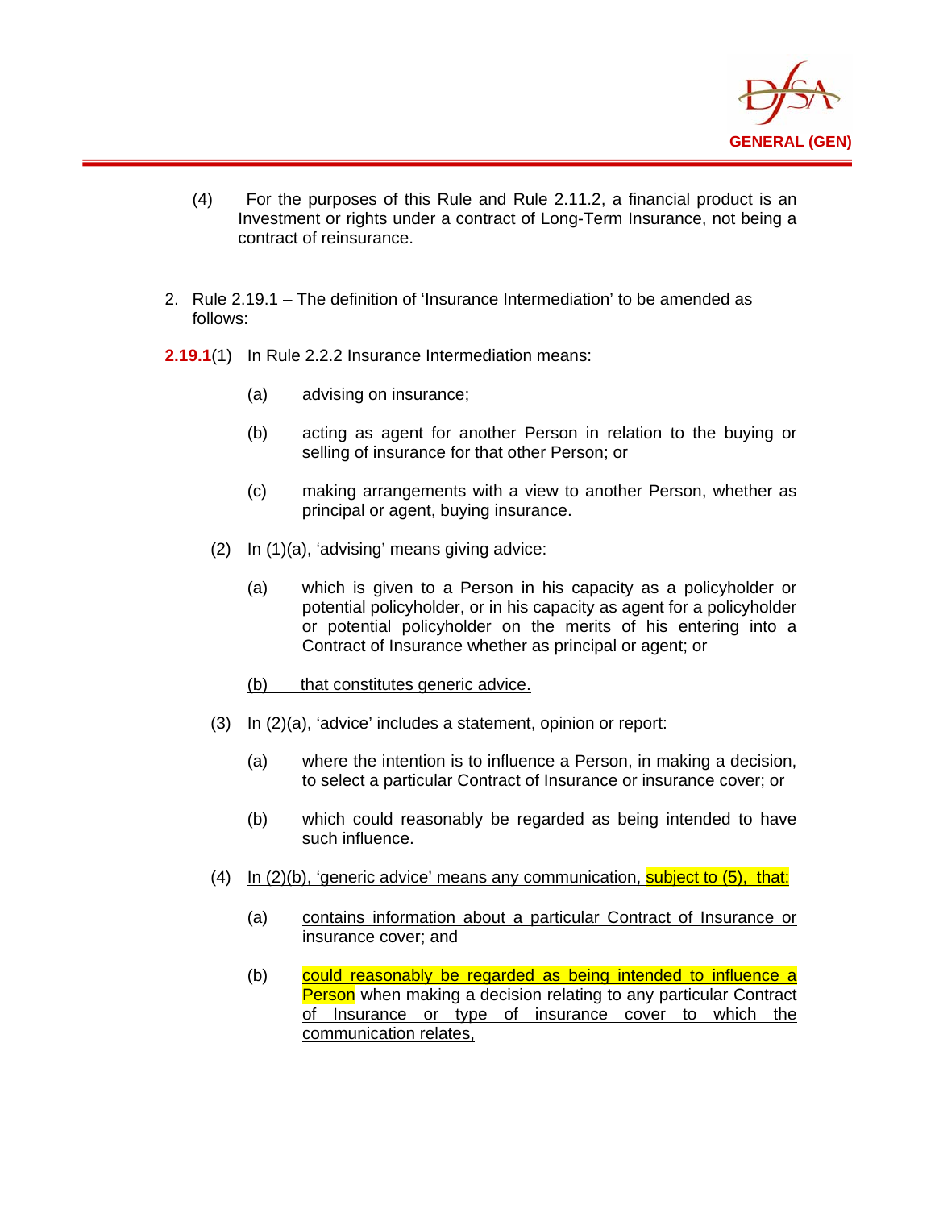(4) For the purposes of this Rule and Rule 2.11.2, a financial product is an Investment or rights under a contract of Long-Term Insurance, not being a contract of reinsurance.

2. Rule 2.19.1 – The definition of 'Insurance Intermediation' to be amended as follows:

**2.19.1**(1) In Rule 2.2.2 Insurance Intermediation means:

(a) advising on insurance;

(b) acting as agent for another Person in relation to the buying or selling of insurance for that other Person; or

(c) making arrangements with a view to another Person, whether as principal or agent, buying insurance.

(2) In (1)(a), 'advising' means giving advice:

(a) which is given to a Person in his capacity as a policyholder or potential policyholder, or in his capacity as agent for a policyholder or potential policyholder on the merits of his entering into a Contract of Insurance whether as principal or agent; or

<u>(b) that constitutes generic advice.</u>

(3) In (2)(a), 'advice' includes a statement, opinion or report:

(a) where the intention is to influence a Person, in making a decision, to select a particular Contract of Insurance or insurance cover; or

(b) which could reasonably be regarded as being intended to have such influence.

(4) <u>In (2)(b), 'generic advice' means any communication,</u> <u>subject to (5), that:</u>

(a) <u>contains information about a particular Contract of Insurance or insurance cover; and</u>

(b) <u>could reasonably be regarded as being intended to influence a Person when making a decision relating to any particular Contract of Insurance or type of insurance cover to which the communication relates,</u>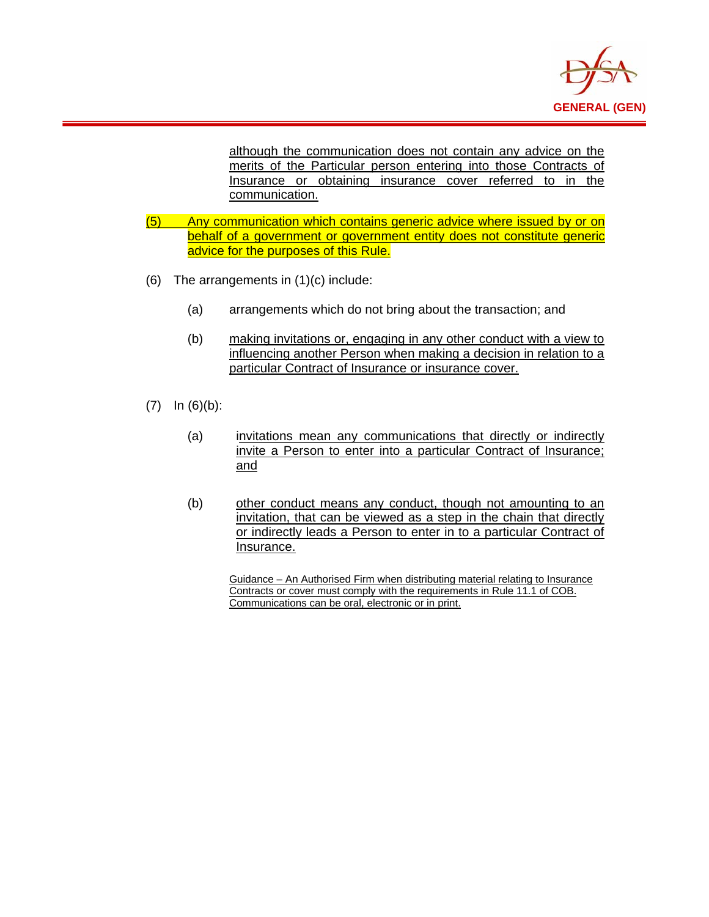although the communication does not contain any advice on the merits of the Particular person entering into those Contracts of Insurance or obtaining insurance cover referred to in the communication.

(5) Any communication which contains generic advice where issued by or on behalf of a government or government entity does not constitute generic advice for the purposes of this Rule.

(6) The arrangements in (1)(c) include:

(a) arrangements which do not bring about the transaction; and

(b) making invitations or, engaging in any other conduct with a view to influencing another Person when making a decision in relation to a particular Contract of Insurance or insurance cover.

(7) In (6)(b):

(a) invitations mean any communications that directly or indirectly invite a Person to enter into a particular Contract of Insurance; and

(b) other conduct means any conduct, though not amounting to an invitation, that can be viewed as a step in the chain that directly or indirectly leads a Person to enter in to a particular Contract of Insurance.

Guidance – An Authorised Firm when distributing material relating to Insurance Contracts or cover must comply with the requirements in Rule 11.1 of COB. Communications can be oral, electronic or in print.